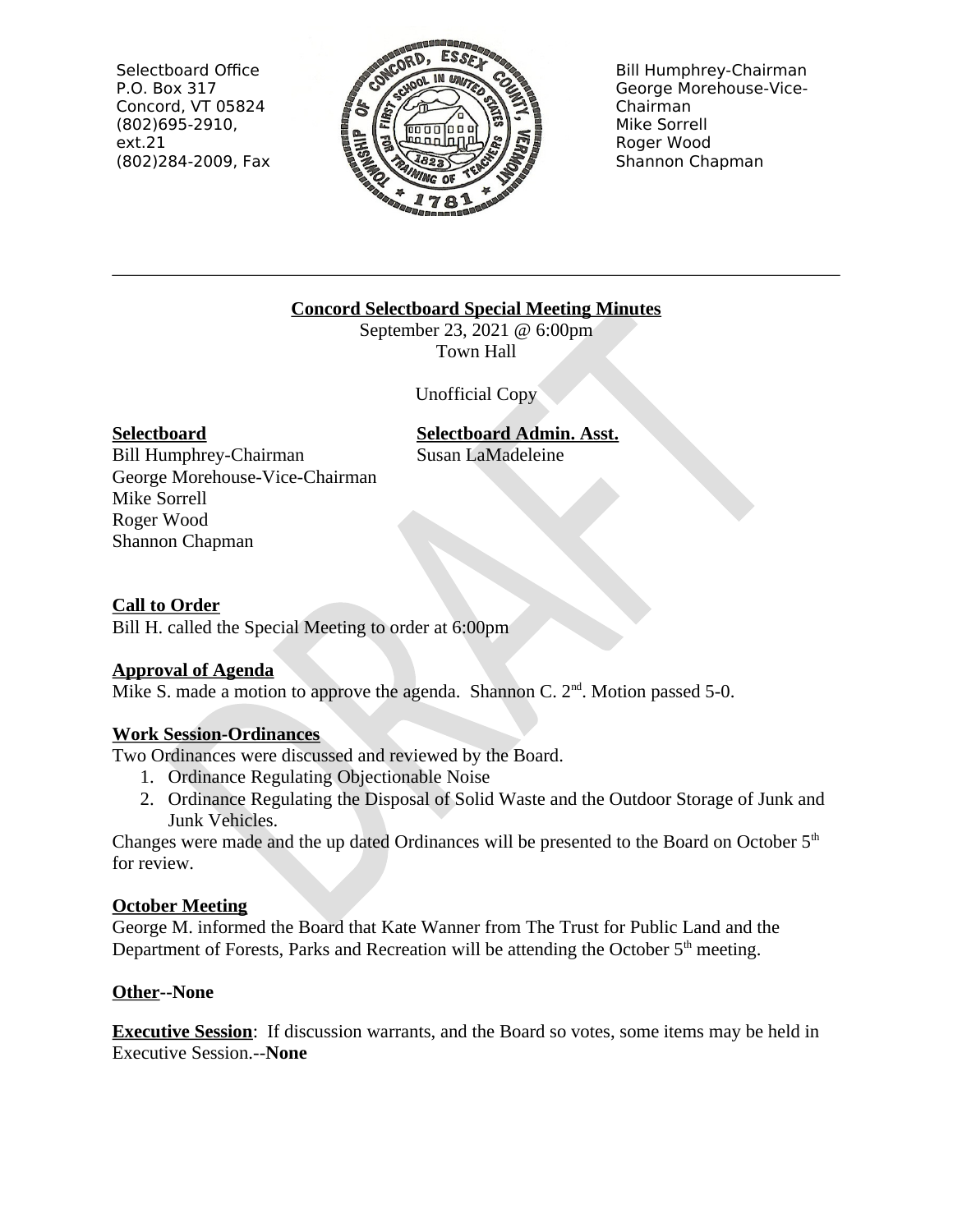Selectbоard Office
P.O. Box 317
Concord, VT 05824
(802)695-2910, ext.21
(802)284-2009, Fax

Bill Humphrey-Chairman
George Morehouse-Vice-Chairman
Mike Sorrell
Roger Wood
Shannon Chapman

---

**Concord Selectboard Special Meeting Minutes**

September 23, 2021 @ 6:00pm
Town Hall

Unofficial Copy

**Selectboard**
Bill Humphrey-Chairman
George Morehouse-Vice-Chairman
Mike Sorrell
Roger Wood
Shannon Chapman

**Selectboard Admin. Asst.**
Susan LaMadeleine

**Call to Order**
Bill H. called the Special Meeting to order at 6:00pm

**Approval of Agenda**
Mike S. made a motion to approve the agenda. Shannon C. 2nd. Motion passed 5-0.

**Work Session-Ordinances**
Two Ordinances were discussed and reviewed by the Board.

1. Ordinance Regulating Objectionable Noise
2. Ordinance Regulating the Disposal of Solid Waste and the Outdoor Storage of Junk and Junk Vehicles.

Changes were made and the up dated Ordinances will be presented to the Board on October 5th for review.

**October Meeting**
George M. informed the Board that Kate Wanner from The Trust for Public Land and the Department of Forests, Parks and Recreation will be attending the October 5th meeting.

**Other--None**

**Executive Session**: If discussion warrants, and the Board so votes, some items may be held in Executive Session.--**None**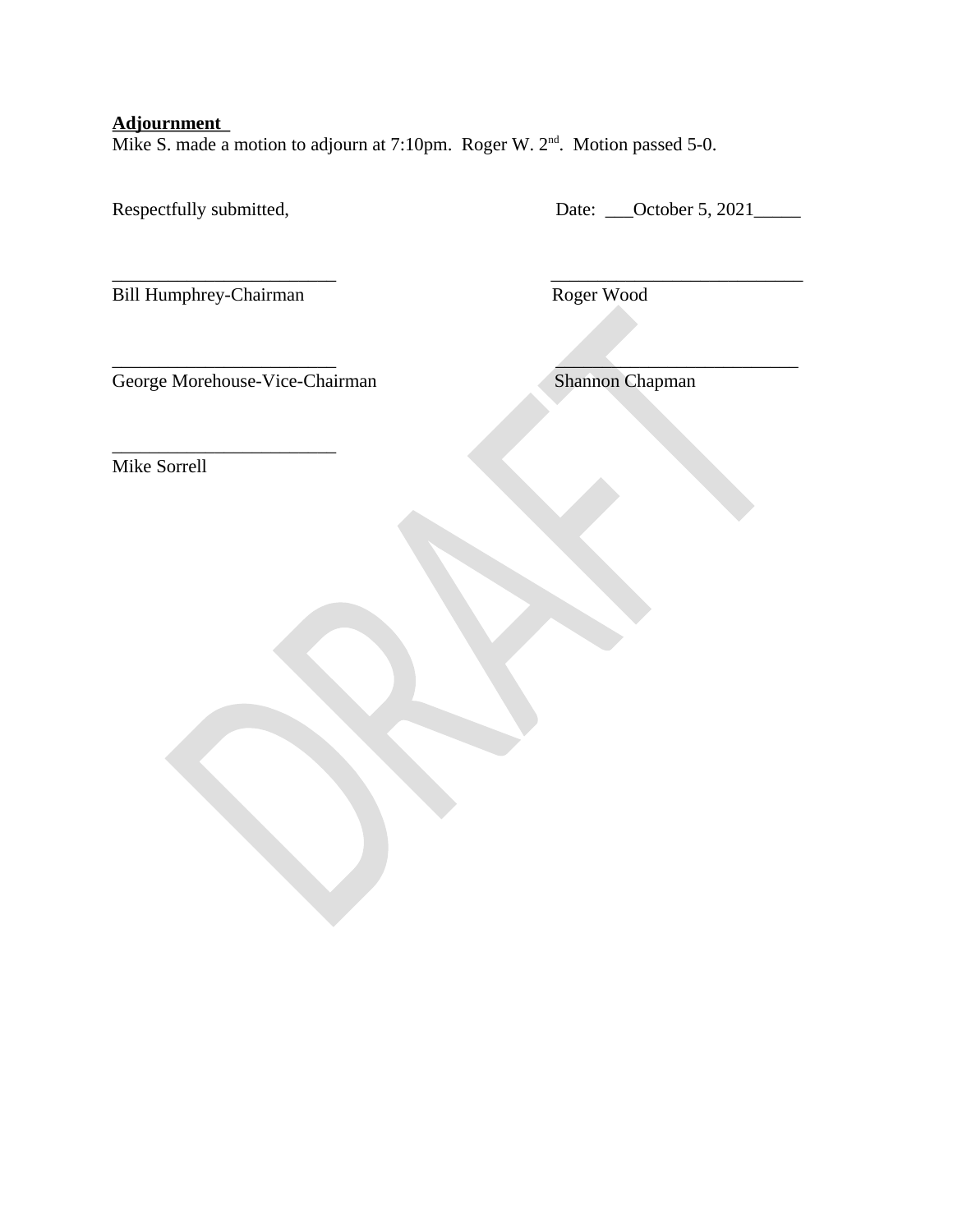**Adjournment**

Mike S. made a motion to adjourn at 7:10pm. Roger W. 2nd. Motion passed 5-0.

Respectfully submitted,

Date: ___October 5, 2021_____

________________________
Bill Humphrey-Chairman

___________________________
Roger Wood

________________________
George Morehouse-Vice-Chairman

__________________________
Shannon Chapman

________________________
Mike Sorrell

DRAFT